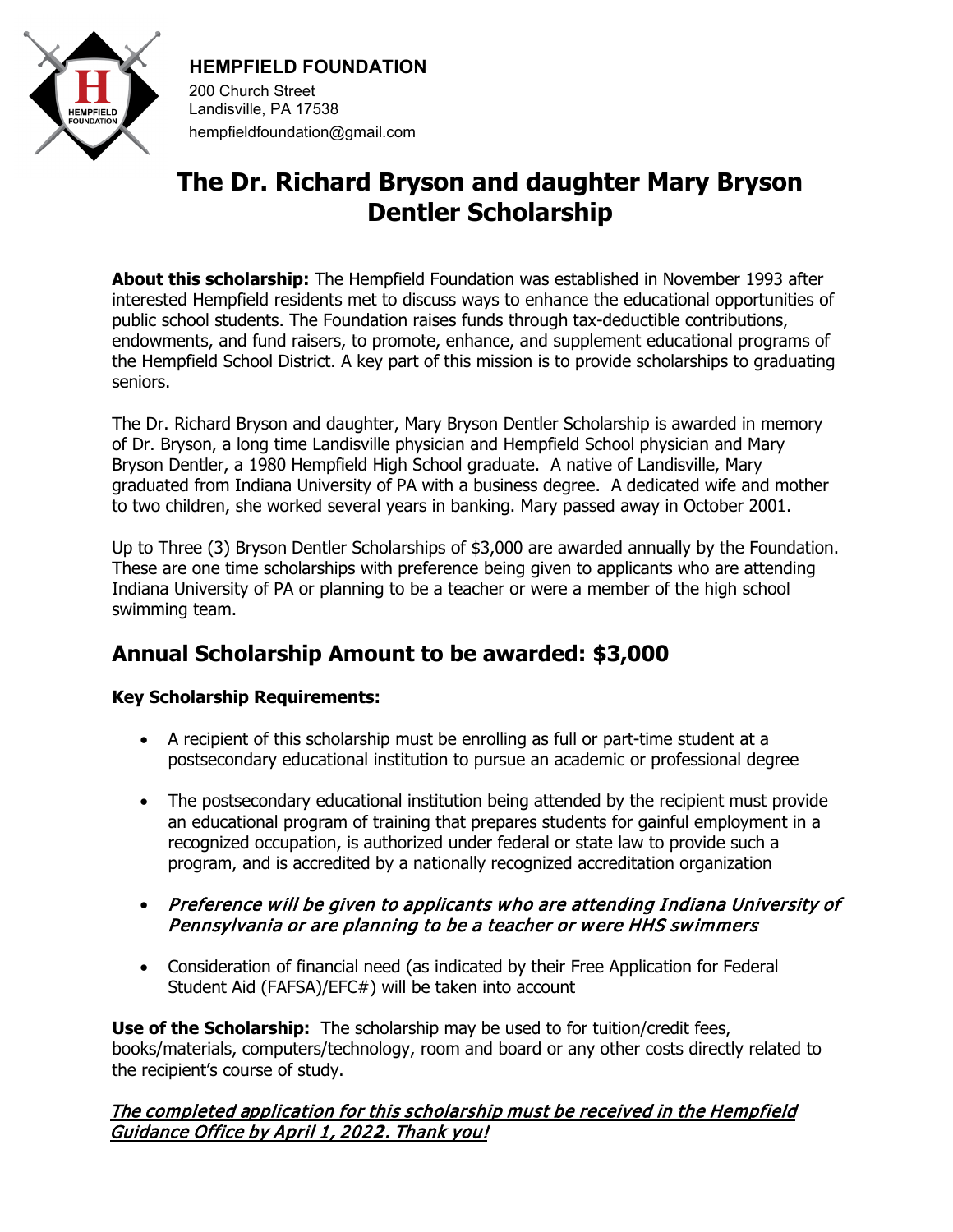**HEMPFIELD FOUNDATION**
200 Church Street
Landisville, PA 17538
hempfieldfoundation@gmail.com

# The Dr. Richard Bryson and daughter Mary Bryson Dentler Scholarship

**About this scholarship:** The Hempfield Foundation was established in November 1993 after interested Hempfield residents met to discuss ways to enhance the educational opportunities of public school students. The Foundation raises funds through tax-deductible contributions, endowments, and fund raisers, to promote, enhance, and supplement educational programs of the Hempfield School District. A key part of this mission is to provide scholarships to graduating seniors.

The Dr. Richard Bryson and daughter, Mary Bryson Dentler Scholarship is awarded in memory of Dr. Bryson, a long time Landisville physician and Hempfield School physician and Mary Bryson Dentler, a 1980 Hempfield High School graduate. A native of Landisville, Mary graduated from Indiana University of PA with a business degree. A dedicated wife and mother to two children, she worked several years in banking. Mary passed away in October 2001.

Up to Three (3) Bryson Dentler Scholarships of $3,000 are awarded annually by the Foundation. These are one time scholarships with preference being given to applicants who are attending Indiana University of PA or planning to be a teacher or were a member of the high school swimming team.

## Annual Scholarship Amount to be awarded: $3,000

**Key Scholarship Requirements:**

- A recipient of this scholarship must be enrolling as full or part-time student at a postsecondary educational institution to pursue an academic or professional degree
- The postsecondary educational institution being attended by the recipient must provide an educational program of training that prepares students for gainful employment in a recognized occupation, is authorized under federal or state law to provide such a program, and is accredited by a nationally recognized accreditation organization
- *Preference will be given to applicants who are attending Indiana University of Pennsylvania or are planning to be a teacher or were HHS swimmers*
- Consideration of financial need (as indicated by their Free Application for Federal Student Aid (FAFSA)/EFC#) will be taken into account

**Use of the Scholarship:** The scholarship may be used to for tuition/credit fees, books/materials, computers/technology, room and board or any other costs directly related to the recipient's course of study.

***The completed application for this scholarship must be received in the Hempfield Guidance Office by April 1, 2022. Thank you!***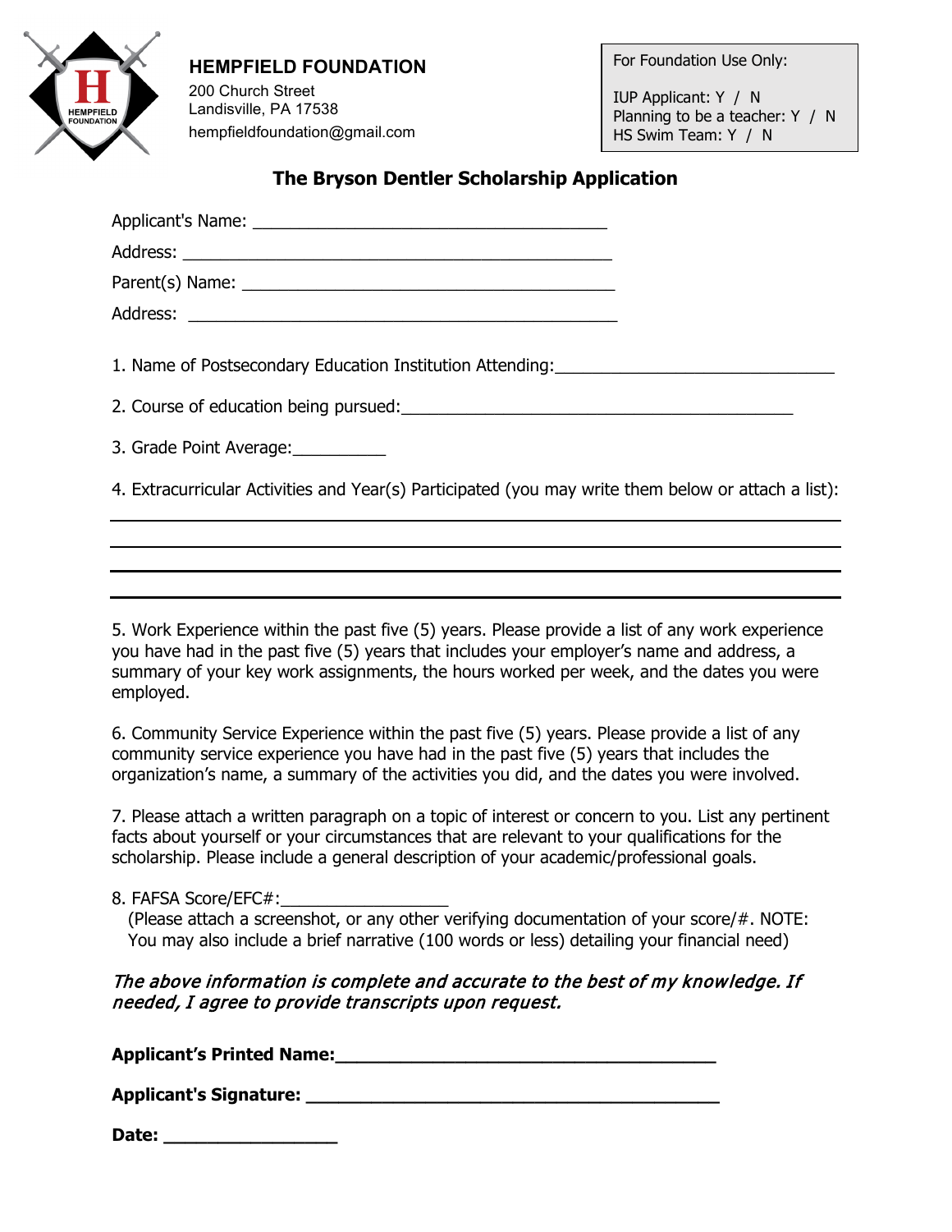**HEMPFIELD FOUNDATION**

200 Church Street
Landisville, PA 17538
hempfieldfoundation@gmail.com

For Foundation Use Only:

IUP Applicant: Y / N
Planning to be a teacher: Y / N
HS Swim Team: Y / N

## The Bryson Dentler Scholarship Application

Applicant's Name: ____________________________________

Address: ____________________________________________

Parent(s) Name: ______________________________________

Address: ____________________________________________

1. Name of Postsecondary Education Institution Attending: ____________________________

2. Course of education being pursued: ________________________________________

3. Grade Point Average: __________

4. Extracurricular Activities and Year(s) Participated (you may write them below or attach a list):

______________________________________________________________________

______________________________________________________________________

______________________________________________________________________

______________________________________________________________________

5. Work Experience within the past five (5) years. Please provide a list of any work experience you have had in the past five (5) years that includes your employer's name and address, a summary of your key work assignments, the hours worked per week, and the dates you were employed.

6. Community Service Experience within the past five (5) years. Please provide a list of any community service experience you have had in the past five (5) years that includes the organization's name, a summary of the activities you did, and the dates you were involved.

7. Please attach a written paragraph on a topic of interest or concern to you. List any pertinent facts about yourself or your circumstances that are relevant to your qualifications for the scholarship. Please include a general description of your academic/professional goals.

8. FAFSA Score/EFC#: __________________
(Please attach a screenshot, or any other verifying documentation of your score/#. NOTE: You may also include a brief narrative (100 words or less) detailing your financial need)

*The above information is complete and accurate to the best of my knowledge. If needed, I agree to provide transcripts upon request.*

**Applicant's Printed Name:** ____________________________________

**Applicant's Signature:** ______________________________________

**Date:** _________________